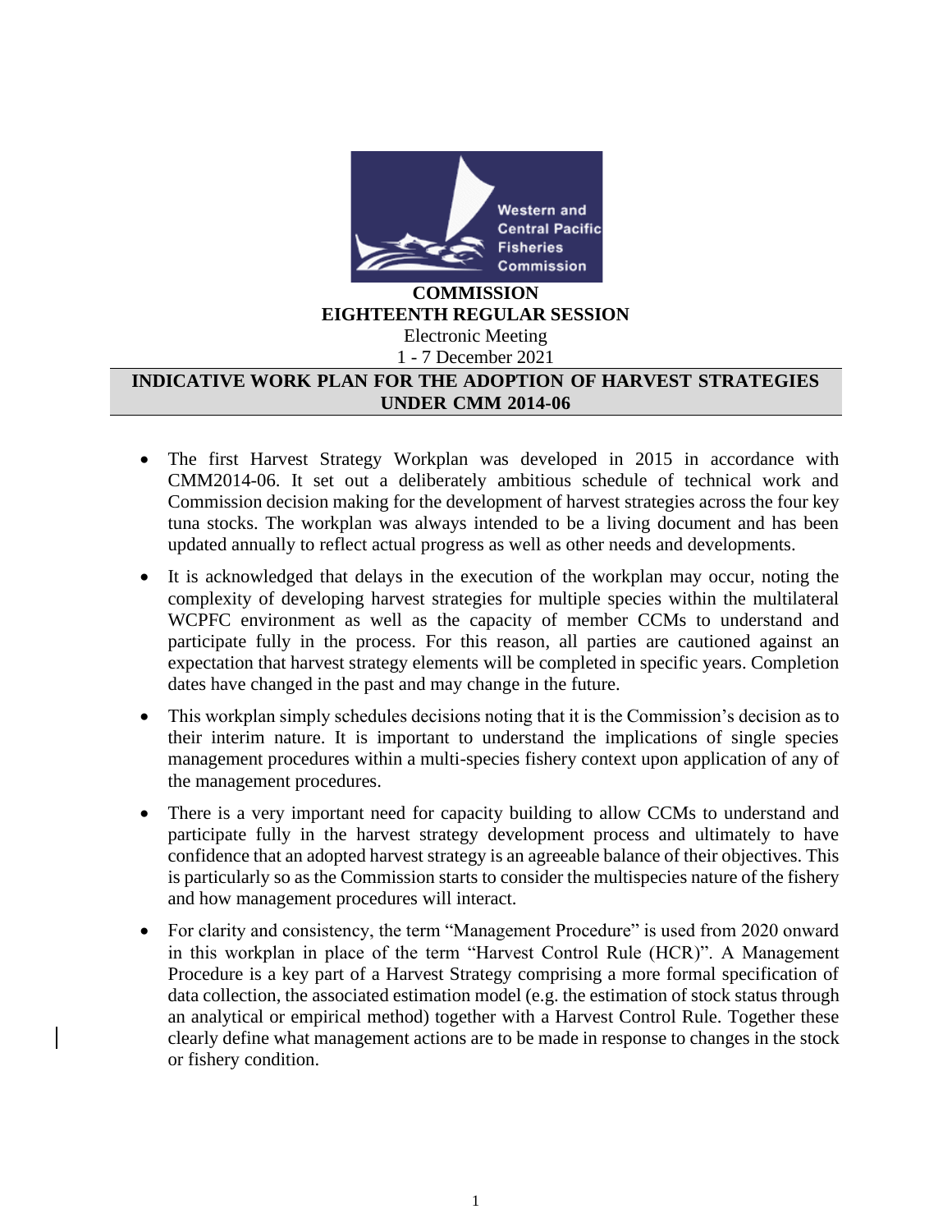**COMMISSION**
**EIGHTEENTH REGULAR SESSION**

Electronic Meeting
1 - 7 December 2021

# INDICATIVE WORK PLAN FOR THE ADOPTION OF HARVEST STRATEGIES UNDER CMM 2014-06

- The first Harvest Strategy Workplan was developed in 2015 in accordance with CMM2014-06. It set out a deliberately ambitious schedule of technical work and Commission decision making for the development of harvest strategies across the four key tuna stocks. The workplan was always intended to be a living document and has been updated annually to reflect actual progress as well as other needs and developments.
- It is acknowledged that delays in the execution of the workplan may occur, noting the complexity of developing harvest strategies for multiple species within the multilateral WCPFC environment as well as the capacity of member CCMs to understand and participate fully in the process. For this reason, all parties are cautioned against an expectation that harvest strategy elements will be completed in specific years. Completion dates have changed in the past and may change in the future.
- This workplan simply schedules decisions noting that it is the Commission's decision as to their interim nature. It is important to understand the implications of single species management procedures within a multi-species fishery context upon application of any of the management procedures.
- There is a very important need for capacity building to allow CCMs to understand and participate fully in the harvest strategy development process and ultimately to have confidence that an adopted harvest strategy is an agreeable balance of their objectives. This is particularly so as the Commission starts to consider the multispecies nature of the fishery and how management procedures will interact.
- For clarity and consistency, the term "Management Procedure" is used from 2020 onward in this workplan in place of the term "Harvest Control Rule (HCR)". A Management Procedure is a key part of a Harvest Strategy comprising a more formal specification of data collection, the associated estimation model (e.g. the estimation of stock status through an analytical or empirical method) together with a Harvest Control Rule. Together these clearly define what management actions are to be made in response to changes in the stock or fishery condition.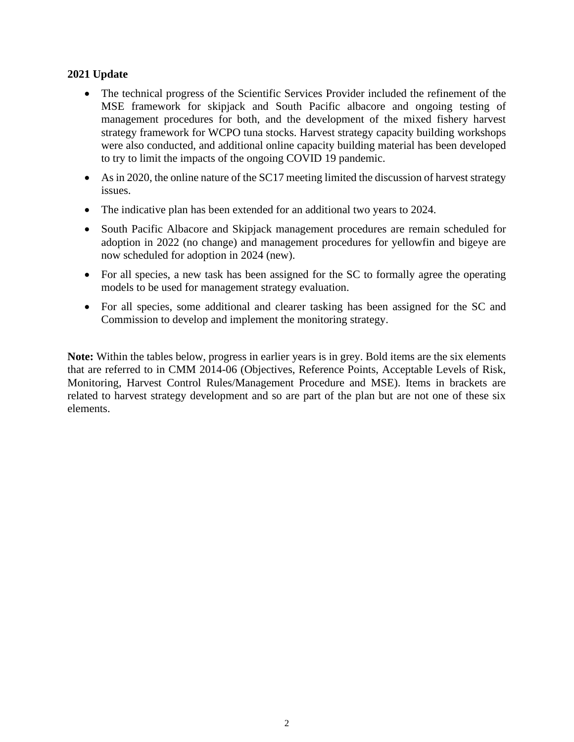**2021 Update**

- The technical progress of the Scientific Services Provider included the refinement of the MSE framework for skipjack and South Pacific albacore and ongoing testing of management procedures for both, and the development of the mixed fishery harvest strategy framework for WCPO tuna stocks. Harvest strategy capacity building workshops were also conducted, and additional online capacity building material has been developed to try to limit the impacts of the ongoing COVID 19 pandemic.
- As in 2020, the online nature of the SC17 meeting limited the discussion of harvest strategy issues.
- The indicative plan has been extended for an additional two years to 2024.
- South Pacific Albacore and Skipjack management procedures are remain scheduled for adoption in 2022 (no change) and management procedures for yellowfin and bigeye are now scheduled for adoption in 2024 (new).
- For all species, a new task has been assigned for the SC to formally agree the operating models to be used for management strategy evaluation.
- For all species, some additional and clearer tasking has been assigned for the SC and Commission to develop and implement the monitoring strategy.

**Note:** Within the tables below, progress in earlier years is in grey. Bold items are the six elements that are referred to in CMM 2014-06 (Objectives, Reference Points, Acceptable Levels of Risk, Monitoring, Harvest Control Rules/Management Procedure and MSE). Items in brackets are related to harvest strategy development and so are part of the plan but are not one of these six elements.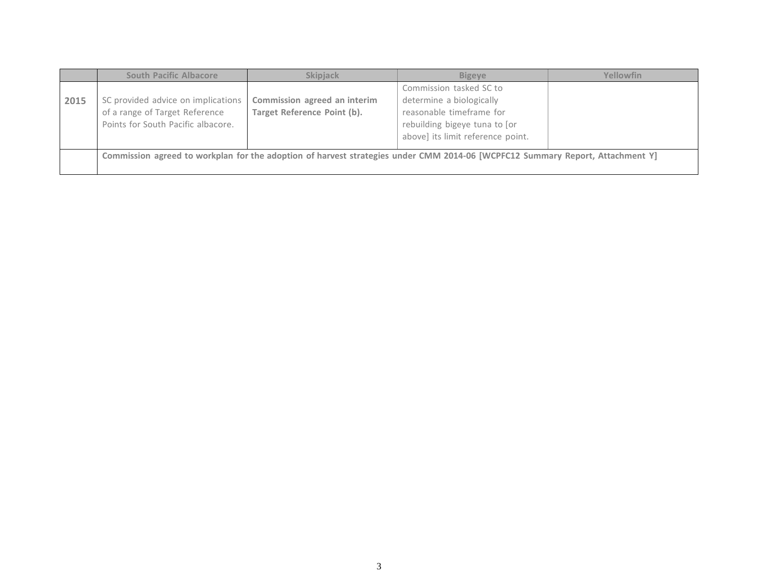| | South Pacific Albacore | Skipjack | Bigeye | Yellowfin |
|---|---|---|---|---|
| **2015** | SC provided advice on implications of a range of Target Reference Points for South Pacific albacore. | **Commission agreed an interim Target Reference Point (b).** | Commission tasked SC to determine a biologically reasonable timeframe for rebuilding bigeye tuna to [or above] its limit reference point. | |
| | **Commission agreed to workplan for the adoption of harvest strategies under CMM 2014-06 [WCPFC12 Summary Report, Attachment Y]** | | | |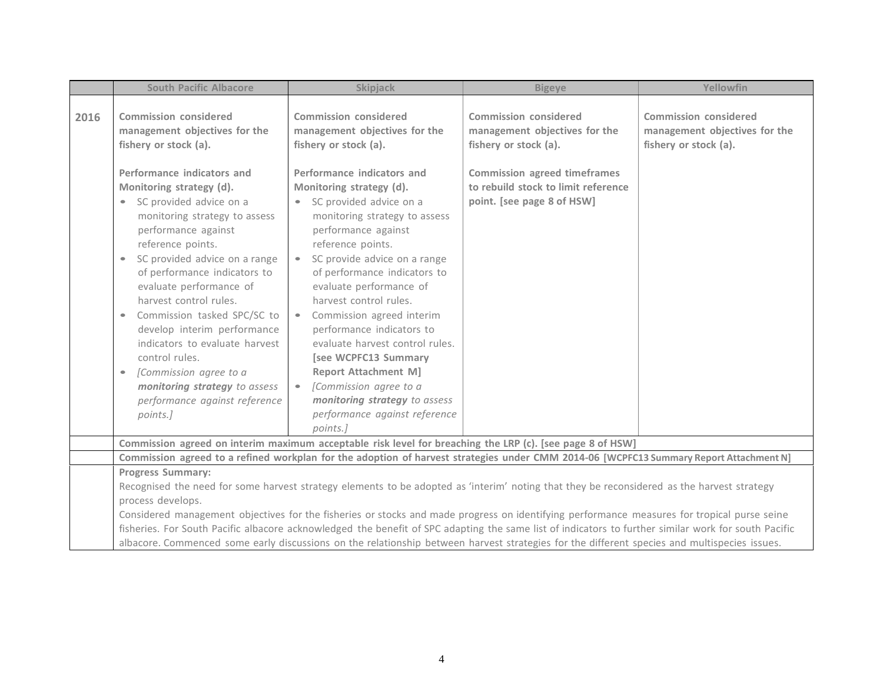| | South Pacific Albacore | Skipjack | Bigeye | Yellowfin |
|---|---|---|---|---|
| 2016 | **Commission considered management objectives for the fishery or stock (a).**<br><br>**Performance indicators and Monitoring strategy (d).**<br>• SC provided advice on a monitoring strategy to assess performance against reference points.<br>• SC provided advice on a range of performance indicators to evaluate performance of harvest control rules.<br>• Commission tasked SPC/SC to develop interim performance indicators to evaluate harvest control rules.<br>• *[Commission agree to a **monitoring strategy** to assess performance against reference points.]* | **Commission considered management objectives for the fishery or stock (a).**<br><br>**Performance indicators and Monitoring strategy (d).**<br>• SC provided advice on a monitoring strategy to assess performance against reference points.<br>• SC provide advice on a range of performance indicators to evaluate performance of harvest control rules.<br>• Commission agreed interim performance indicators to evaluate harvest control rules. **[see WCPFC13 Summary Report Attachment M]**<br>• *[Commission agree to a **monitoring strategy** to assess performance against reference points.]* | **Commission considered management objectives for the fishery or stock (a).**<br><br>**Commission agreed timeframes to rebuild stock to limit reference point. [see page 8 of HSW]** | **Commission considered management objectives for the fishery or stock (a).** |
| | **Commission agreed on interim maximum acceptable risk level for breaching the LRP (c). [see page 8 of HSW]** | | | |
| | **Commission agreed to a refined workplan for the adoption of harvest strategies under CMM 2014-06 [WCPFC13 Summary Report Attachment N]** | | | |
| | **Progress Summary:**<br>Recognised the need for some harvest strategy elements to be adopted as 'interim' noting that they be reconsidered as the harvest strategy process develops.<br>Considered management objectives for the fisheries or stocks and made progress on identifying performance measures for tropical purse seine fisheries. For South Pacific albacore acknowledged the benefit of SPC adapting the same list of indicators to further similar work for south Pacific albacore. Commenced some early discussions on the relationship between harvest strategies for the different species and multispecies issues. | | | |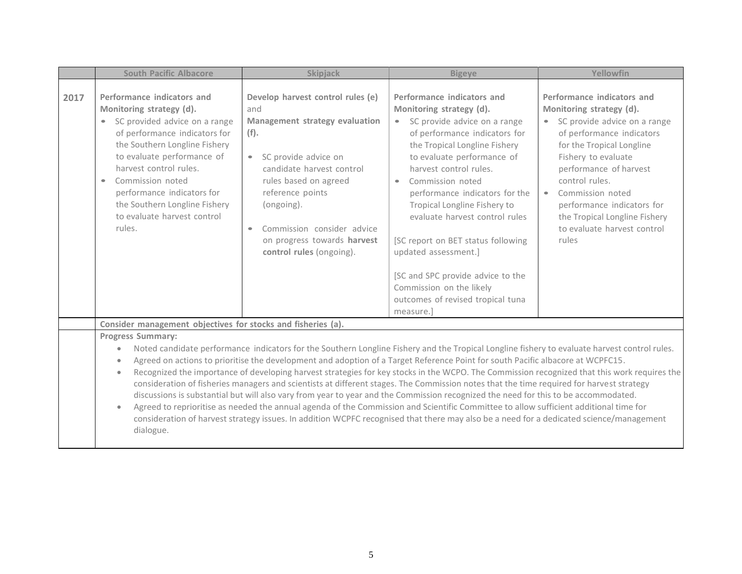| | South Pacific Albacore | Skipjack | Bigeye | Yellowfin |
|---|---|---|---|---|
| 2017 | **Performance indicators and Monitoring strategy (d).**<br>• SC provided advice on a range of performance indicators for the Southern Longline Fishery to evaluate performance of harvest control rules.<br>• Commission noted performance indicators for the Southern Longline Fishery to evaluate harvest control rules. | **Develop harvest control rules (e)** and **Management strategy evaluation (f).**<br>• SC provide advice on candidate harvest control rules based on agreed reference points (ongoing).<br>• Commission consider advice on progress towards **harvest control rules** (ongoing). | **Performance indicators and Monitoring strategy (d).**<br>• SC provide advice on a range of performance indicators for the Tropical Longline Fishery to evaluate performance of harvest control rules.<br>• Commission noted performance indicators for the Tropical Longline Fishery to evaluate harvest control rules<br><br>[SC report on BET status following updated assessment.]<br><br>[SC and SPC provide advice to the Commission on the likely outcomes of revised tropical tuna measure.] | **Performance indicators and Monitoring strategy (d).**<br>• SC provide advice on a range of performance indicators for the Tropical Longline Fishery to evaluate performance of harvest control rules.<br>• Commission noted performance indicators for the Tropical Longline Fishery to evaluate harvest control rules |
| | **Consider management objectives for stocks and fisheries (a).** | | | |
| | **Progress Summary:**<br>• Noted candidate performance indicators for the Southern Longline Fishery and the Tropical Longline fishery to evaluate harvest control rules.<br>• Agreed on actions to prioritise the development and adoption of a Target Reference Point for south Pacific albacore at WCPFC15.<br>• Recognized the importance of developing harvest strategies for key stocks in the WCPO. The Commission recognized that this work requires the consideration of fisheries managers and scientists at different stages. The Commission notes that the time required for harvest strategy discussions is substantial but will also vary from year to year and the Commission recognized the need for this to be accommodated.<br>• Agreed to reprioritise as needed the annual agenda of the Commission and Scientific Committee to allow sufficient additional time for consideration of harvest strategy issues. In addition WCPFC recognised that there may also be a need for a dedicated science/management dialogue. | | | |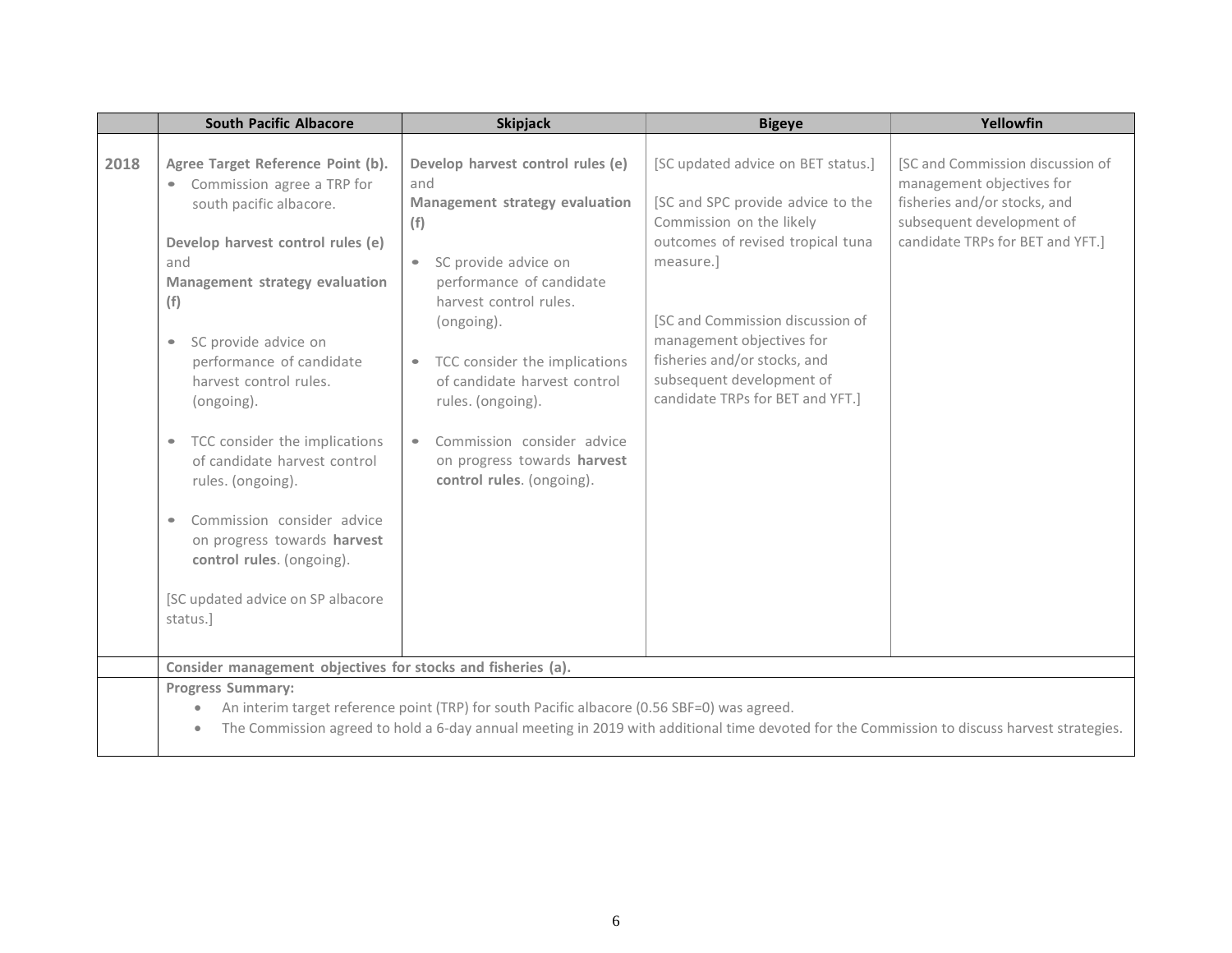| | South Pacific Albacore | Skipjack | Bigeye | Yellowfin |
|---|---|---|---|---|
| **2018** | **Agree Target Reference Point (b).**<br>• Commission agree a TRP for south pacific albacore.<br><br>**Develop harvest control rules (e)** and **Management strategy evaluation (f)**<br><br>• SC provide advice on performance of candidate harvest control rules. (ongoing).<br><br>• TCC consider the implications of candidate harvest control rules. (ongoing).<br><br>• Commission consider advice on progress towards **harvest control rules**. (ongoing).<br><br>[SC updated advice on SP albacore status.] | **Develop harvest control rules (e)** and **Management strategy evaluation (f)**<br><br>• SC provide advice on performance of candidate harvest control rules. (ongoing).<br><br>• TCC consider the implications of candidate harvest control rules. (ongoing).<br><br>• Commission consider advice on progress towards **harvest control rules**. (ongoing). | [SC updated advice on BET status.]<br><br>[SC and SPC provide advice to the Commission on the likely outcomes of revised tropical tuna measure.]<br><br>[SC and Commission discussion of management objectives for fisheries and/or stocks, and subsequent development of candidate TRPs for BET and YFT.] | [SC and Commission discussion of management objectives for fisheries and/or stocks, and subsequent development of candidate TRPs for BET and YFT.] |
| | **Consider management objectives for stocks and fisheries (a).** | | | |
| | **Progress Summary:**<br>• An interim target reference point (TRP) for south Pacific albacore (0.56 SBF=0) was agreed.<br>• The Commission agreed to hold a 6-day annual meeting in 2019 with additional time devoted for the Commission to discuss harvest strategies. | | | |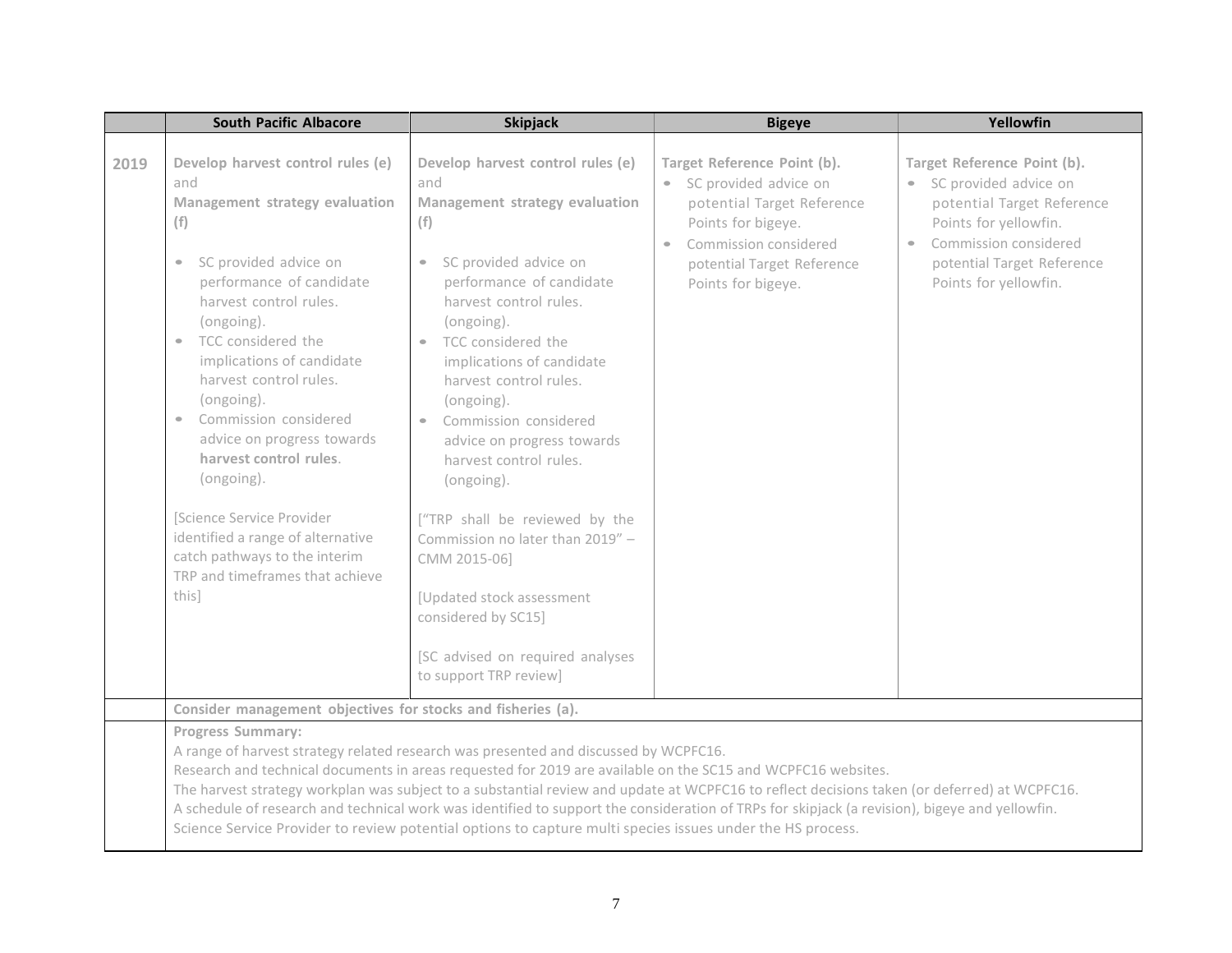|  | South Pacific Albacore | Skipjack | Bigeye | Yellowfin |
|---|---|---|---|---|
| 2019 | **Develop harvest control rules (e)** and **Management strategy evaluation (f)**<br><br>• SC provided advice on performance of candidate harvest control rules. (ongoing).<br>• TCC considered the implications of candidate harvest control rules. (ongoing).<br>• Commission considered advice on progress towards **harvest control rules**. (ongoing).<br><br>[Science Service Provider identified a range of alternative catch pathways to the interim TRP and timeframes that achieve this] | **Develop harvest control rules (e)** and **Management strategy evaluation (f)**<br><br>• SC provided advice on performance of candidate harvest control rules. (ongoing).<br>• TCC considered the implications of candidate harvest control rules. (ongoing).<br>• Commission considered advice on progress towards harvest control rules. (ongoing).<br><br>["TRP shall be reviewed by the Commission no later than 2019" – CMM 2015-06]<br><br>[Updated stock assessment considered by SC15]<br><br>[SC advised on required analyses to support TRP review] | **Target Reference Point (b).**<br>• SC provided advice on potential Target Reference Points for bigeye.<br>• Commission considered potential Target Reference Points for bigeye. | **Target Reference Point (b).**<br>• SC provided advice on potential Target Reference Points for yellowfin.<br>• Commission considered potential Target Reference Points for yellowfin. |
|  | **Consider management objectives for stocks and fisheries (a).** | | | |
|  | **Progress Summary:**<br>A range of harvest strategy related research was presented and discussed by WCPFC16.<br>Research and technical documents in areas requested for 2019 are available on the SC15 and WCPFC16 websites.<br>The harvest strategy workplan was subject to a substantial review and update at WCPFC16 to reflect decisions taken (or deferred) at WCPFC16.<br>A schedule of research and technical work was identified to support the consideration of TRPs for skipjack (a revision), bigeye and yellowfin.<br>Science Service Provider to review potential options to capture multi species issues under the HS process. | | | |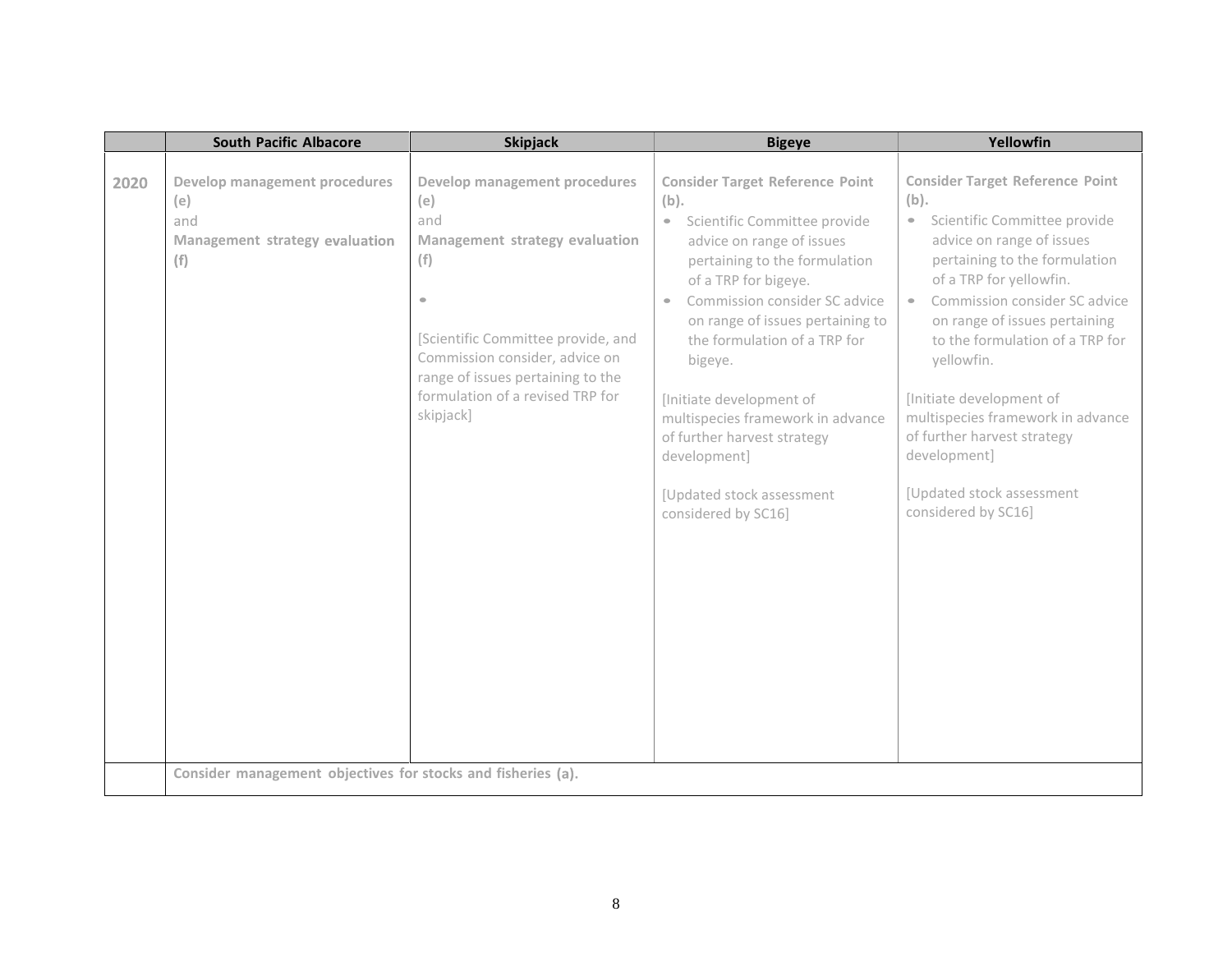| | South Pacific Albacore | Skipjack | Bigeye | Yellowfin |
|---|---|---|---|---|
| 2020 | **Develop management procedures (e)**<br>and<br>**Management strategy evaluation (f)** | **Develop management procedures (e)**<br>and<br>**Management strategy evaluation (f)**<br><br>•<br><br>[Scientific Committee provide, and Commission consider, advice on range of issues pertaining to the formulation of a revised TRP for skipjack] | **Consider Target Reference Point (b).**<br>• Scientific Committee provide advice on range of issues pertaining to the formulation of a TRP for bigeye.<br>• Commission consider SC advice on range of issues pertaining to the formulation of a TRP for bigeye.<br><br>[Initiate development of multispecies framework in advance of further harvest strategy development]<br><br>[Updated stock assessment considered by SC16] | **Consider Target Reference Point (b).**<br>• Scientific Committee provide advice on range of issues pertaining to the formulation of a TRP for yellowfin.<br>• Commission consider SC advice on range of issues pertaining to the formulation of a TRP for yellowfin.<br><br>[Initiate development of multispecies framework in advance of further harvest strategy development]<br><br>[Updated stock assessment considered by SC16] |
| | **Consider management objectives for stocks and fisheries (a).** | | | |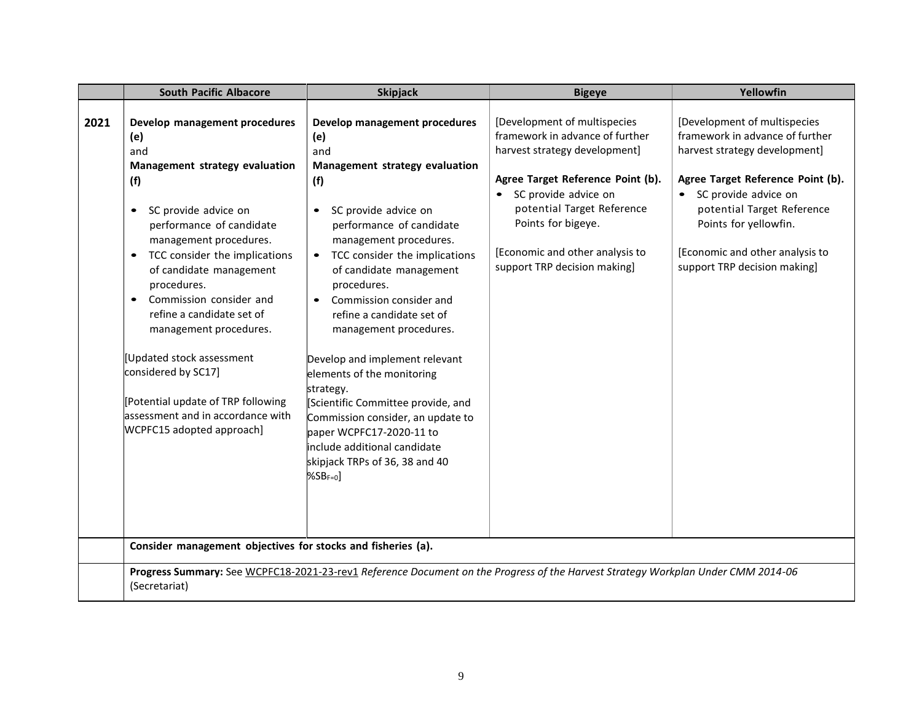| | South Pacific Albacore | Skipjack | Bigeye | Yellowfin |
|---|---|---|---|---|
| **2021** | **Develop management procedures (e)**<br>and<br>**Management strategy evaluation (f)**<br><br>• SC provide advice on performance of candidate management procedures.<br>• TCC consider the implications of candidate management procedures.<br>• Commission consider and refine a candidate set of management procedures.<br><br>[Updated stock assessment considered by SC17]<br><br>[Potential update of TRP following assessment and in accordance with WCPFC15 adopted approach] | **Develop management procedures (e)**<br>and<br>**Management strategy evaluation (f)**<br><br>• SC provide advice on performance of candidate management procedures.<br>• TCC consider the implications of candidate management procedures.<br>• Commission consider and refine a candidate set of management procedures.<br><br>Develop and implement relevant elements of the monitoring strategy.<br>[Scientific Committee provide, and Commission consider, an update to paper WCPFC17-2020-11 to include additional candidate skipjack TRPs of 36, 38 and 40 $\%SB_{F=0}$] | [Development of multispecies framework in advance of further harvest strategy development]<br><br>**Agree Target Reference Point (b).**<br>• SC provide advice on potential Target Reference Points for bigeye.<br><br>[Economic and other analysis to support TRP decision making] | [Development of multispecies framework in advance of further harvest strategy development]<br><br>**Agree Target Reference Point (b).**<br>• SC provide advice on potential Target Reference Points for yellowfin.<br><br>[Economic and other analysis to support TRP decision making] |
| | **Consider management objectives for stocks and fisheries (a).** | | | |
| | **Progress Summary:** See WCPFC18-2021-23-rev1 *Reference Document on the Progress of the Harvest Strategy Workplan Under CMM 2014-06* (Secretariat) | | | |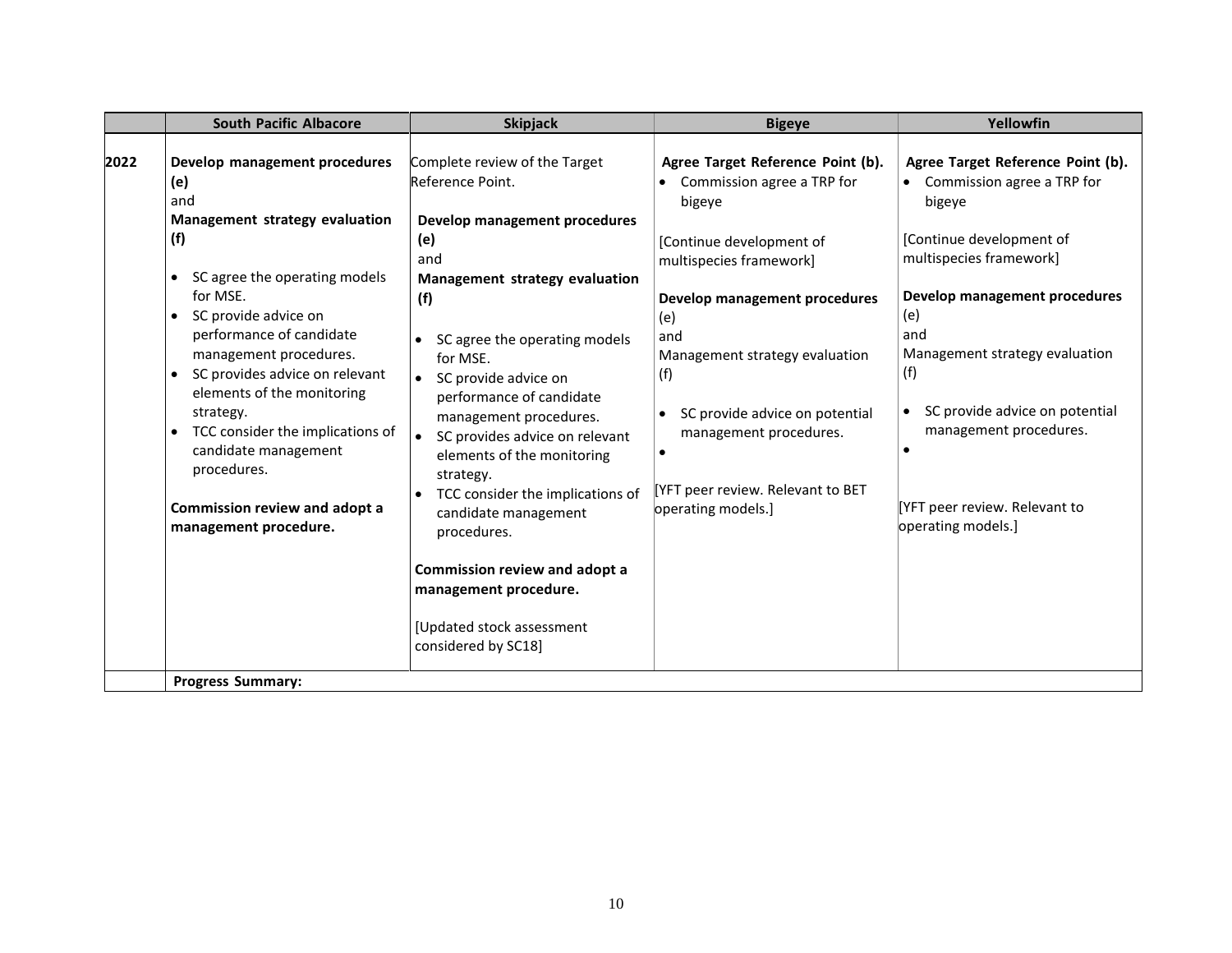| | South Pacific Albacore | Skipjack | Bigeye | Yellowfin |
|---|---|---|---|---|
| 2022 | **Develop management procedures (e)** and **Management strategy evaluation (f)**<br>• SC agree the operating models for MSE.<br>• SC provide advice on performance of candidate management procedures.<br>• SC provides advice on relevant elements of the monitoring strategy.<br>• TCC consider the implications of candidate management procedures.<br><br>**Commission review and adopt a management procedure.** | Complete review of the Target Reference Point.<br><br>**Develop management procedures (e)** and **Management strategy evaluation (f)**<br>• SC agree the operating models for MSE.<br>• SC provide advice on performance of candidate management procedures.<br>• SC provides advice on relevant elements of the monitoring strategy.<br>• TCC consider the implications of candidate management procedures.<br><br>**Commission review and adopt a management procedure.**<br><br>[Updated stock assessment considered by SC18] | **Agree Target Reference Point (b).**<br>• Commission agree a TRP for bigeye<br><br>[Continue development of multispecies framework]<br><br>**Develop management procedures** (e) and Management strategy evaluation (f)<br>• SC provide advice on potential management procedures.<br>•<br><br>[YFT peer review. Relevant to BET operating models.] | **Agree Target Reference Point (b).**<br>• Commission agree a TRP for bigeye<br><br>[Continue development of multispecies framework]<br><br>**Develop management procedures** (e) and Management strategy evaluation (f)<br>• SC provide advice on potential management procedures.<br>•<br><br>[YFT peer review. Relevant to operating models.] |
| | **Progress Summary:** | | | |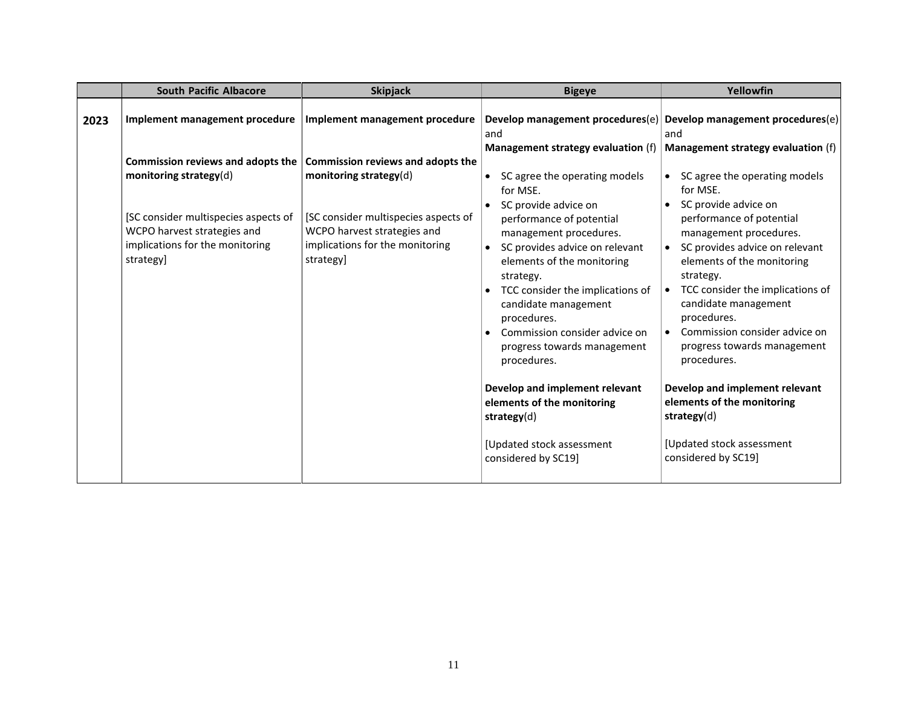| | South Pacific Albacore | Skipjack | Bigeye | Yellowfin |
|---|---|---|---|---|
| **2023** | **Implement management procedure**<br><br>**Commission reviews and adopts the monitoring strategy**(d)<br><br>[SC consider multispecies aspects of WCPO harvest strategies and implications for the monitoring strategy] | **Implement management procedure**<br><br>**Commission reviews and adopts the monitoring strategy**(d)<br><br>[SC consider multispecies aspects of WCPO harvest strategies and implications for the monitoring strategy] | **Develop management procedures**(e) and<br>**Management strategy evaluation** (f)<br><br>• SC agree the operating models for MSE.<br>• SC provide advice on performance of potential management procedures.<br>• SC provides advice on relevant elements of the monitoring strategy.<br>• TCC consider the implications of candidate management procedures.<br>• Commission consider advice on progress towards management procedures.<br><br>**Develop and implement relevant elements of the monitoring strategy**(d)<br><br>[Updated stock assessment considered by SC19] | **Develop management procedures**(e) and<br>**Management strategy evaluation** (f)<br><br>• SC agree the operating models for MSE.<br>• SC provide advice on performance of potential management procedures.<br>• SC provides advice on relevant elements of the monitoring strategy.<br>• TCC consider the implications of candidate management procedures.<br>• Commission consider advice on progress towards management procedures.<br><br>**Develop and implement relevant elements of the monitoring strategy**(d)<br><br>[Updated stock assessment considered by SC19] |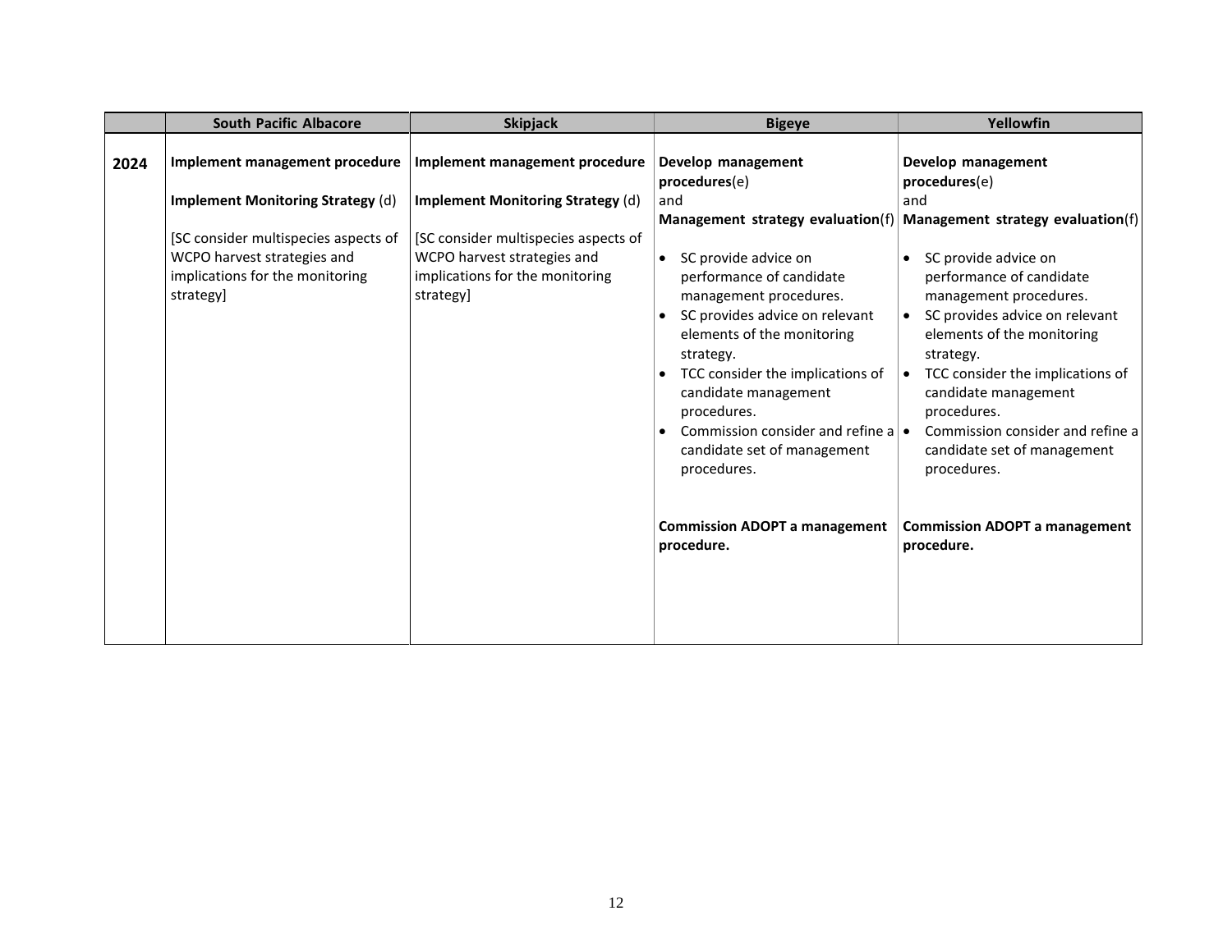| | South Pacific Albacore | Skipjack | Bigeye | Yellowfin |
|---|---|---|---|---|
| **2024** | **Implement management procedure**<br><br>**Implement Monitoring Strategy** (d)<br><br>[SC consider multispecies aspects of WCPO harvest strategies and implications for the monitoring strategy] | **Implement management procedure**<br><br>**Implement Monitoring Strategy** (d)<br><br>[SC consider multispecies aspects of WCPO harvest strategies and implications for the monitoring strategy] | **Develop management procedures**(e)<br>and<br>**Management strategy evaluation**(f)<br><br>• SC provide advice on performance of candidate management procedures.<br>• SC provides advice on relevant elements of the monitoring strategy.<br>• TCC consider the implications of candidate management procedures.<br>• Commission consider and refine a candidate set of management procedures.<br><br>**Commission ADOPT a management procedure.** | **Develop management procedures**(e)<br>and<br>**Management strategy evaluation**(f)<br><br>• SC provide advice on performance of candidate management procedures.<br>• SC provides advice on relevant elements of the monitoring strategy.<br>• TCC consider the implications of candidate management procedures.<br>• Commission consider and refine a candidate set of management procedures.<br><br>**Commission ADOPT a management procedure.** |